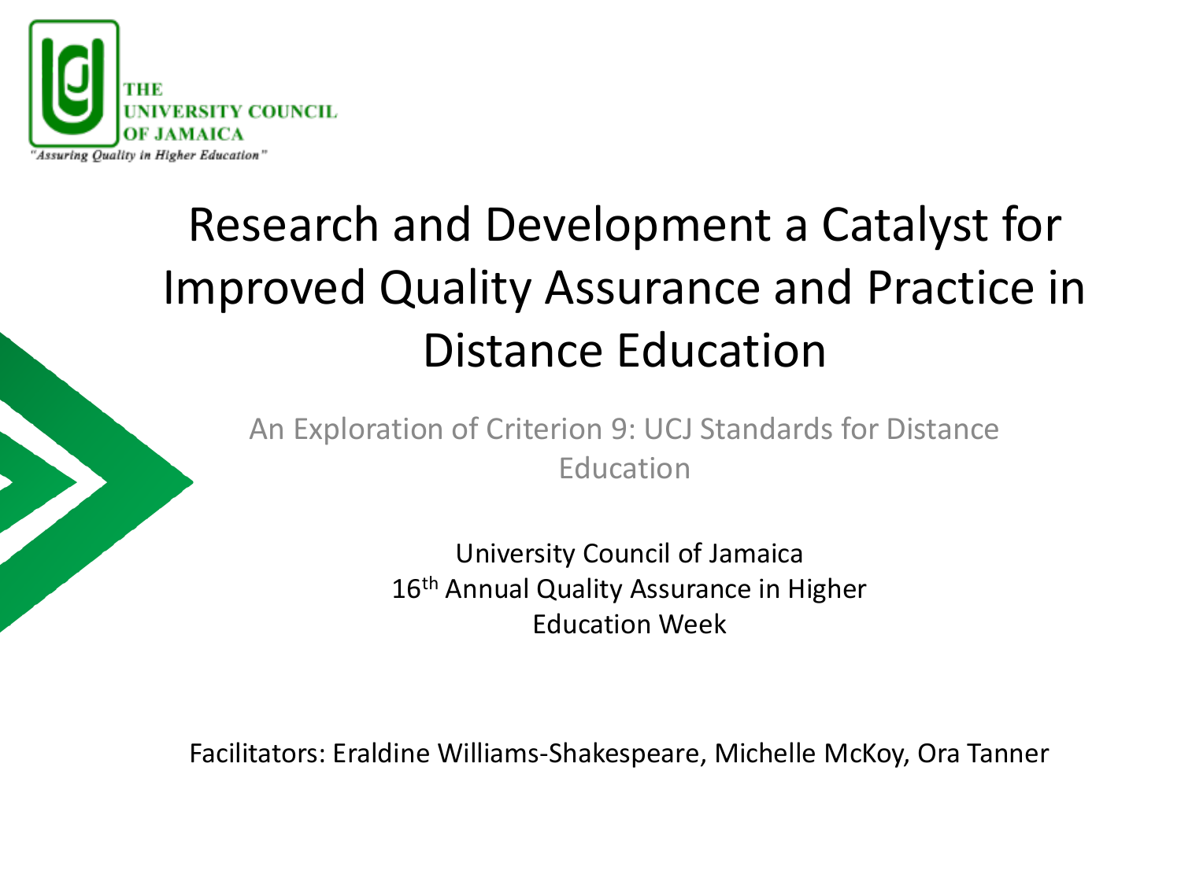THE UNIVERSITY COUNCIL OF JAMAICA

"Assuring Quality in Higher Education"

# Research and Development a Catalyst for Improved Quality Assurance and Practice in Distance Education

## An Exploration of Criterion 9: UCJ Standards for Distance Education

University Council of Jamaica
16th Annual Quality Assurance in Higher Education Week

Facilitators: Eraldine Williams-Shakespeare, Michelle McKoy, Ora Tanner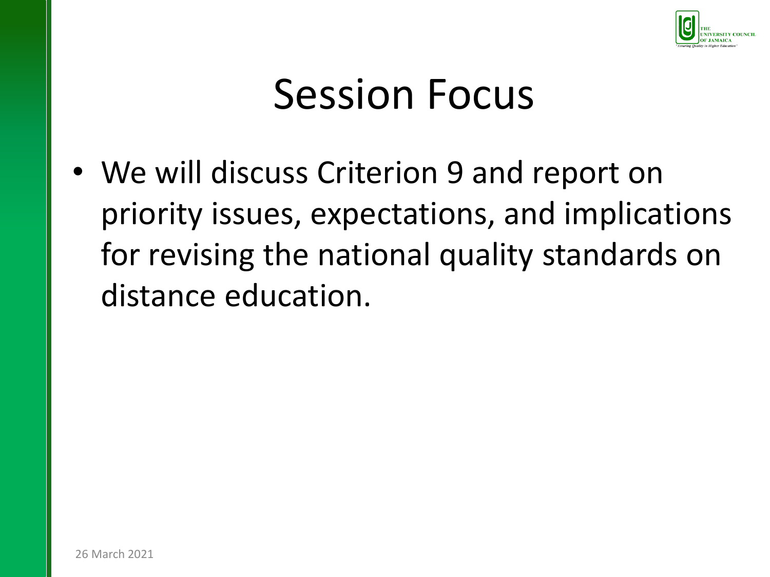# Session Focus

- We will discuss Criterion 9 and report on priority issues, expectations, and implications for revising the national quality standards on distance education.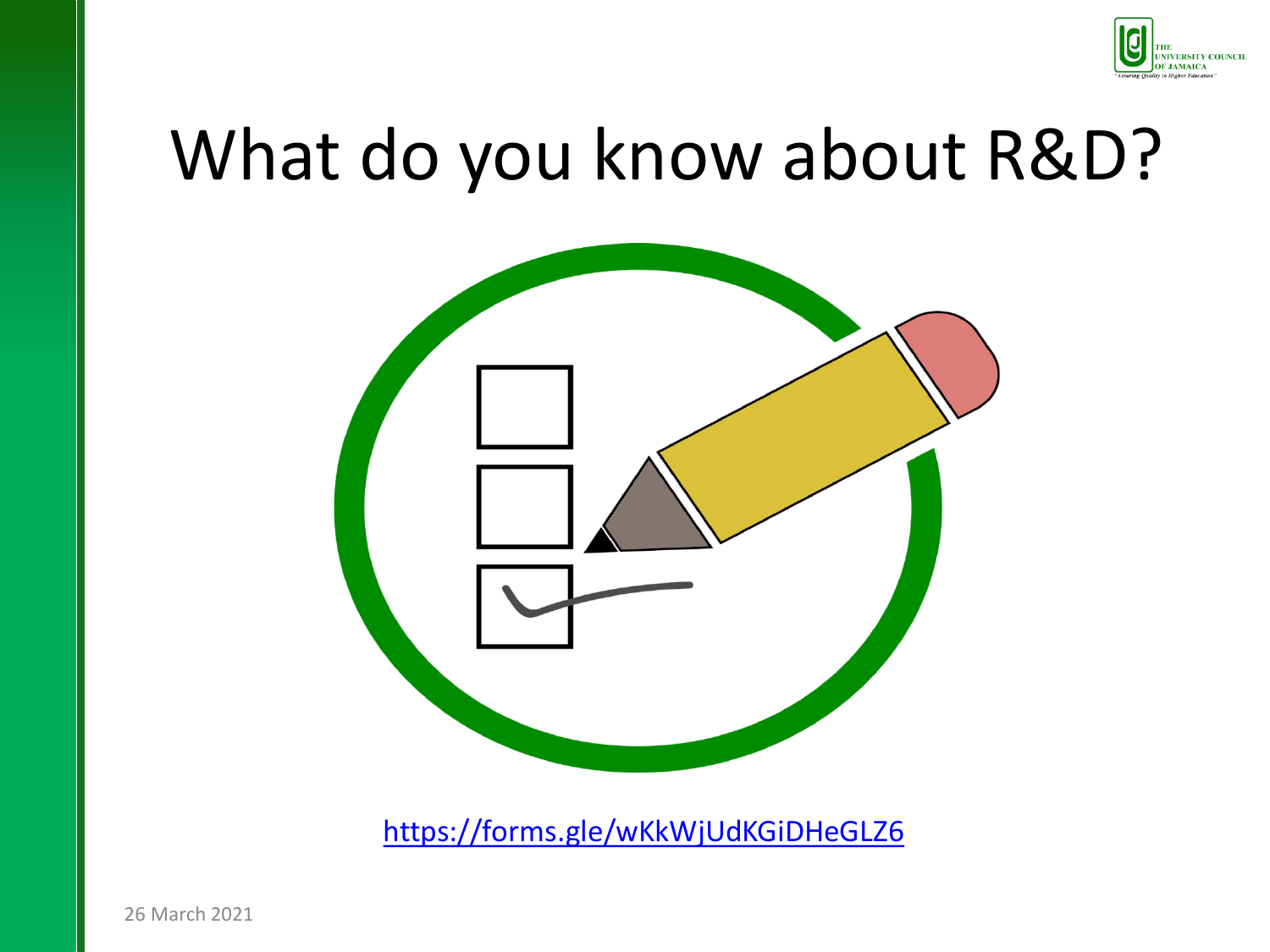# What do you know about R&D?

https://forms.gle/wKkWjUdKGiDHeGLZ6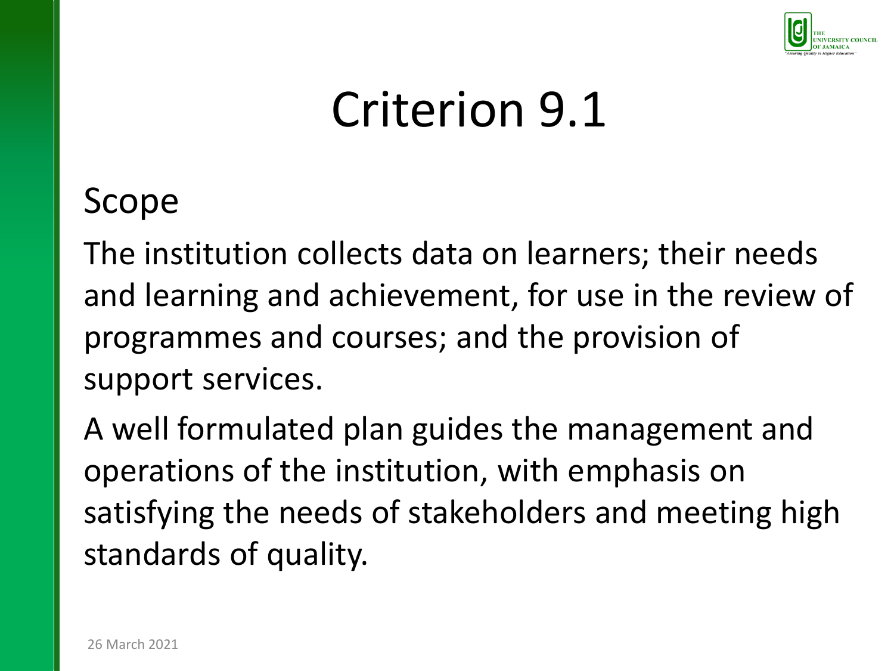# Criterion 9.1

## Scope

The institution collects data on learners; their needs and learning and achievement, for use in the review of programmes and courses; and the provision of support services.

A well formulated plan guides the management and operations of the institution, with emphasis on satisfying the needs of stakeholders and meeting high standards of quality.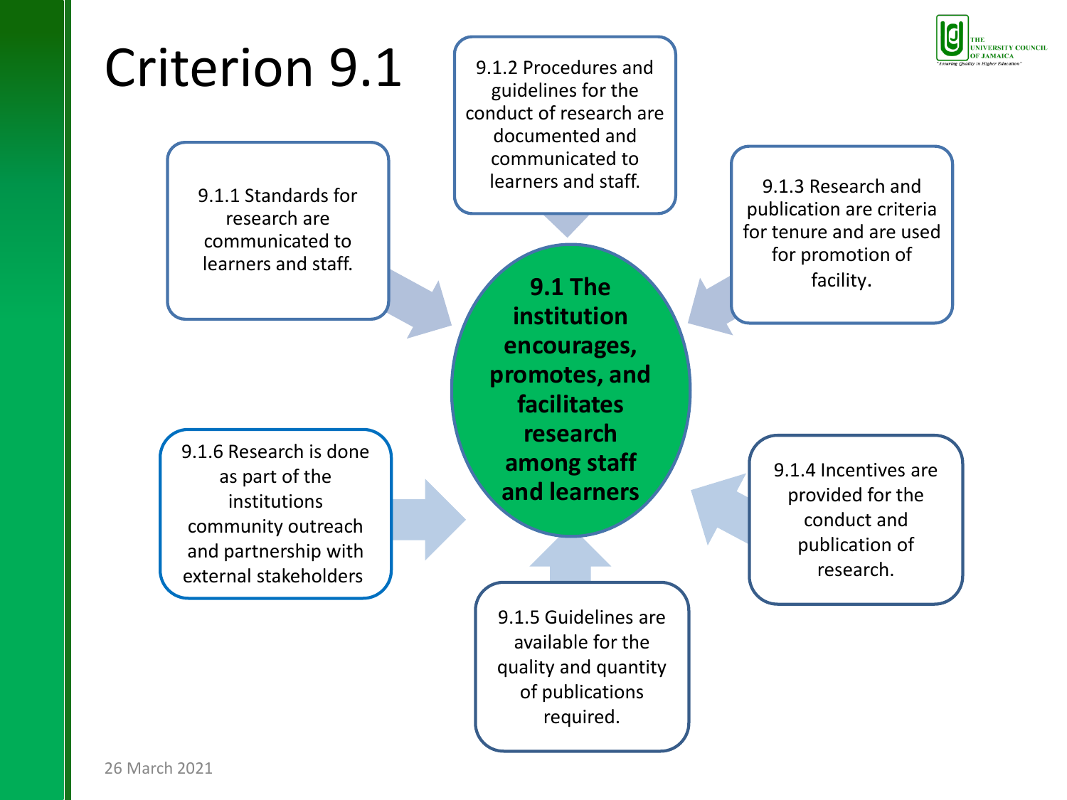# Criterion 9.1

**9.1 The institution encourages, promotes, and facilitates research among staff and learners**

- 9.1.1 Standards for research are communicated to learners and staff.
- 9.1.2 Procedures and guidelines for the conduct of research are documented and communicated to learners and staff.
- 9.1.3 Research and publication are criteria for tenure and are used for promotion of facility.
- 9.1.4 Incentives are provided for the conduct and publication of research.
- 9.1.5 Guidelines are available for the quality and quantity of publications required.
- 9.1.6 Research is done as part of the institutions community outreach and partnership with external stakeholders

26 March 2021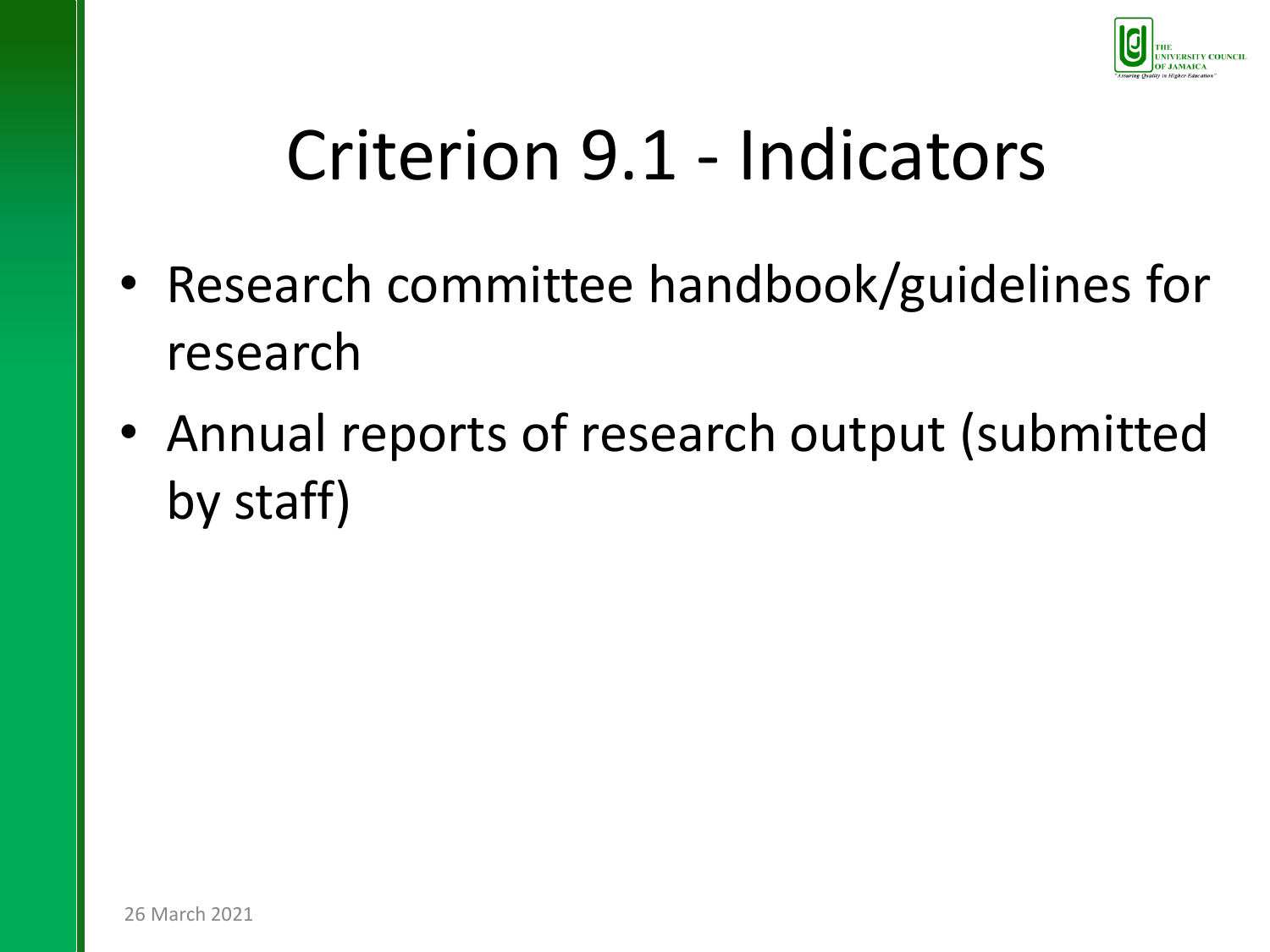# Criterion 9.1 - Indicators

- Research committee handbook/guidelines for research
- Annual reports of research output (submitted by staff)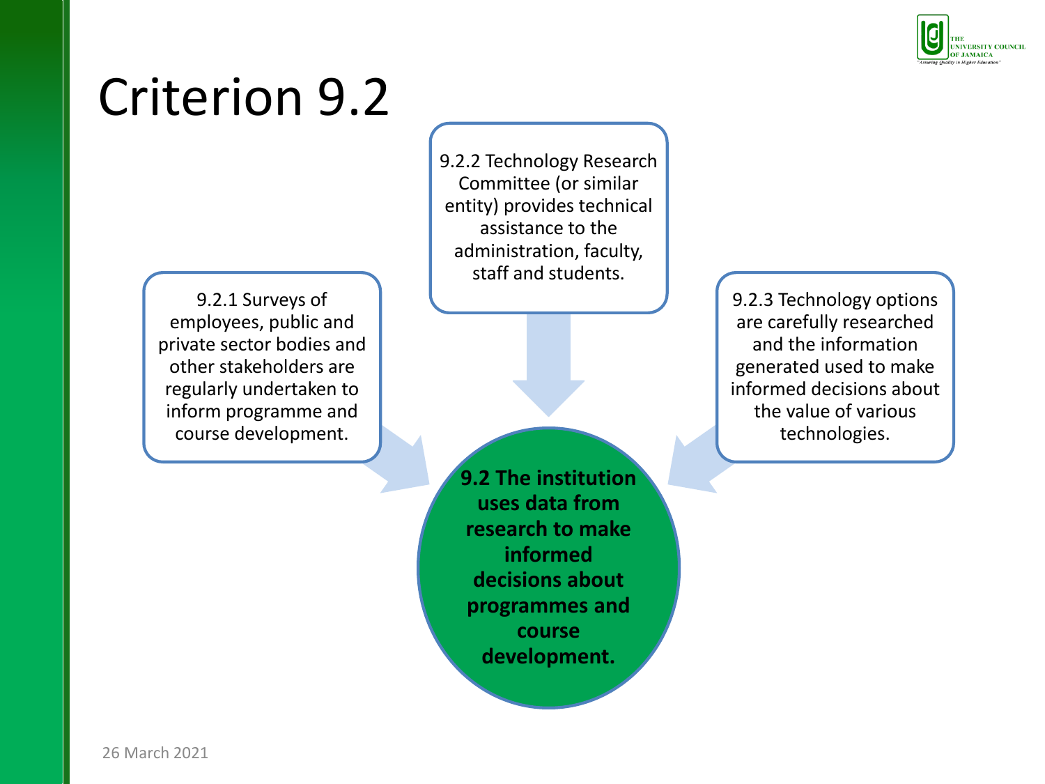# Criterion 9.2

9.2.1 Surveys of employees, public and private sector bodies and other stakeholders are regularly undertaken to inform programme and course development.

9.2.2 Technology Research Committee (or similar entity) provides technical assistance to the administration, faculty, staff and students.

9.2.3 Technology options are carefully researched and the information generated used to make informed decisions about the value of various technologies.

**9.2 The institution uses data from research to make informed decisions about programmes and course development.**

26 March 2021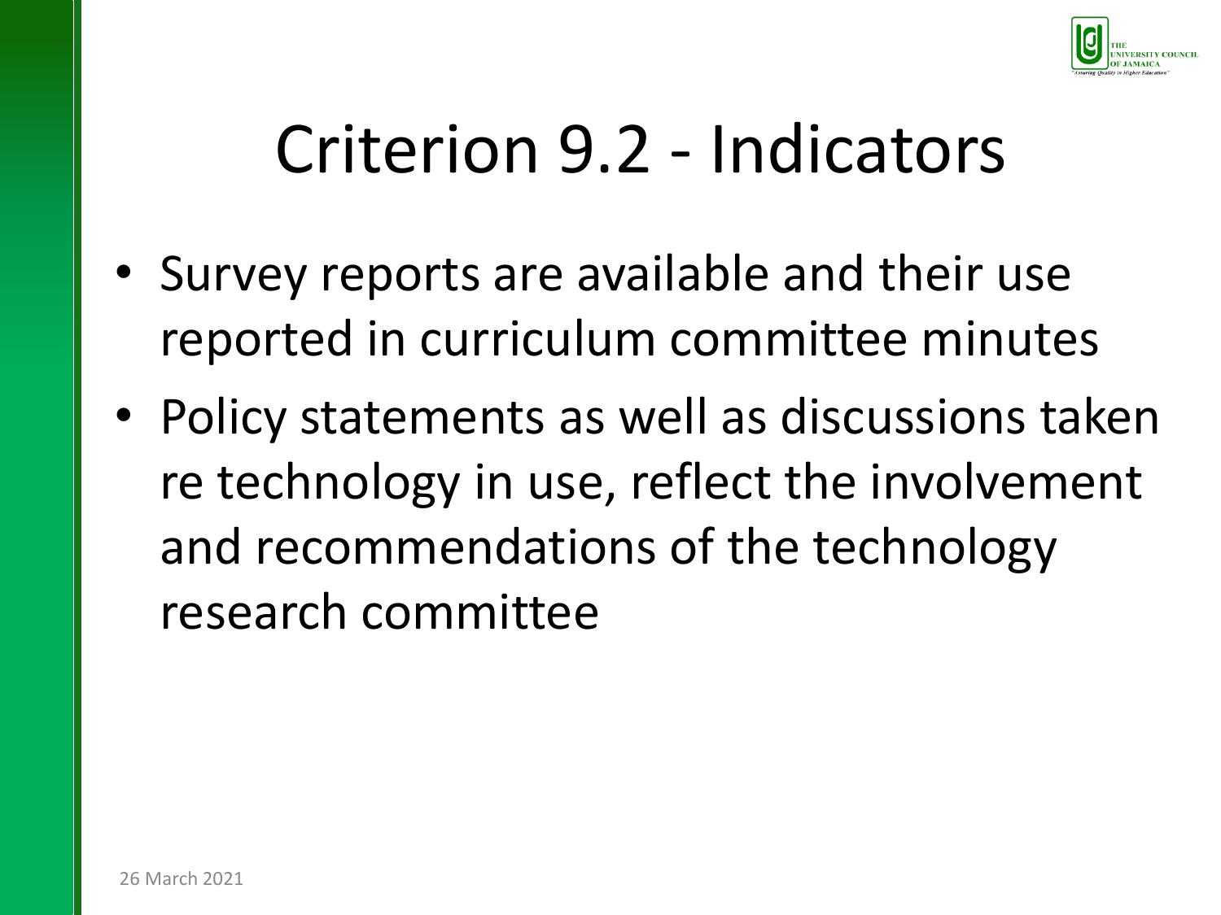# Criterion 9.2 - Indicators

- Survey reports are available and their use reported in curriculum committee minutes
- Policy statements as well as discussions taken re technology in use, reflect the involvement and recommendations of the technology research committee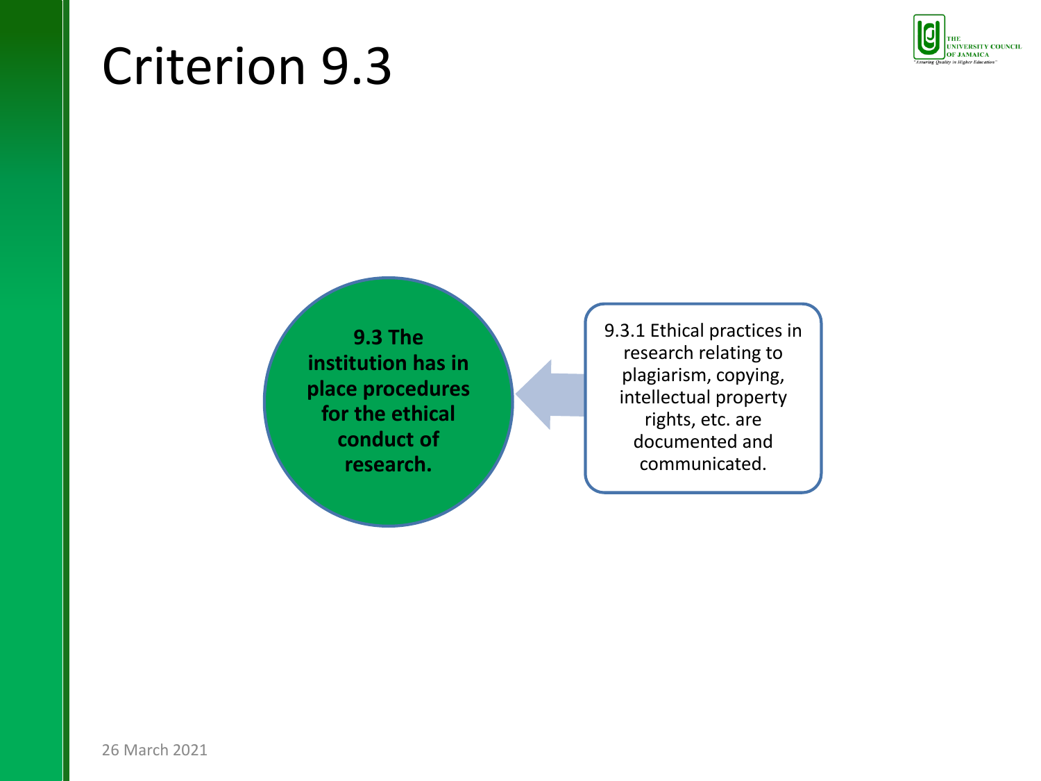# Criterion 9.3

**9.3 The institution has in place procedures for the ethical conduct of research.**

9.3.1 Ethical practices in research relating to plagiarism, copying, intellectual property rights, etc. are documented and communicated.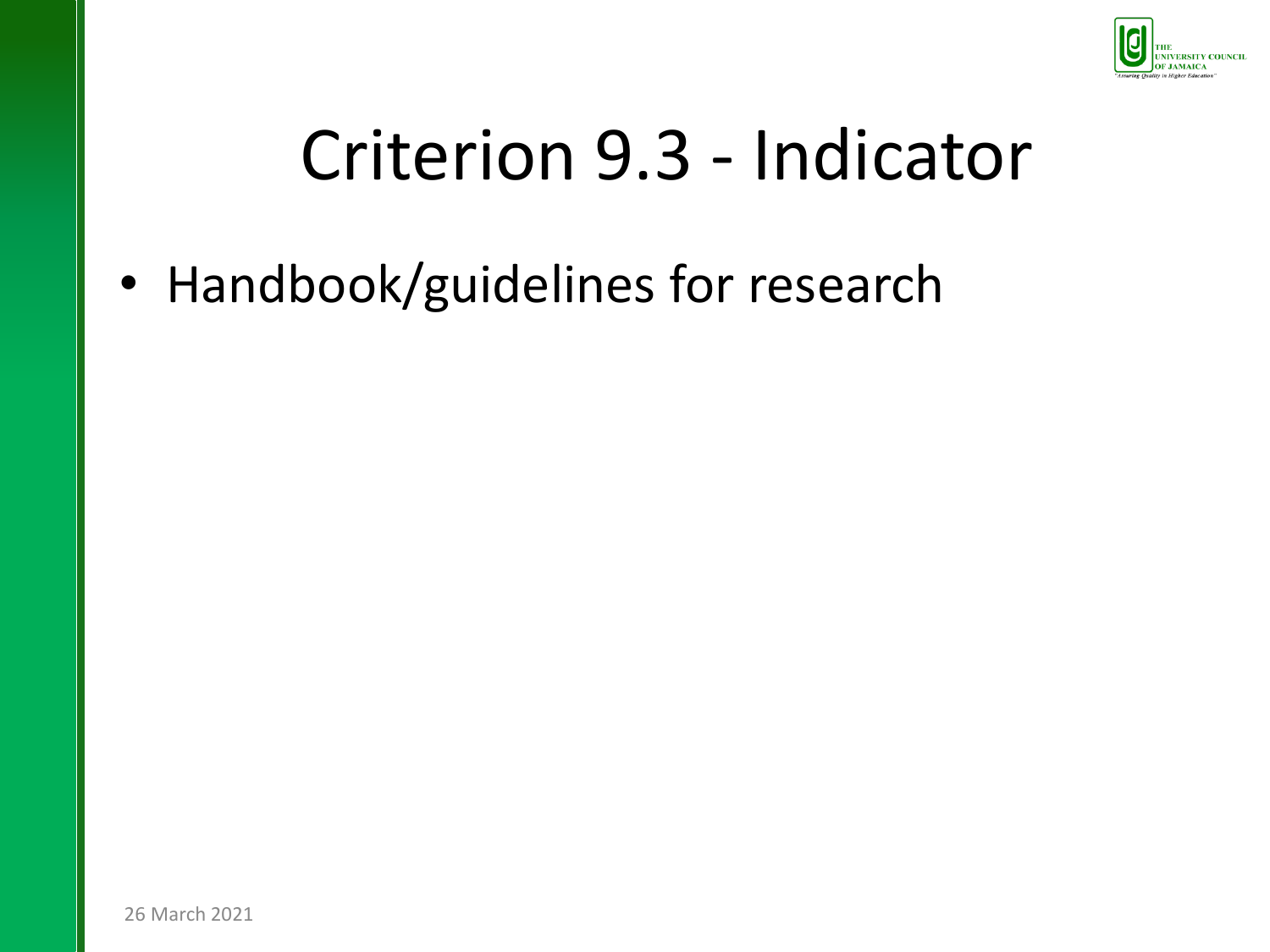# Criterion 9.3 - Indicator

- Handbook/guidelines for research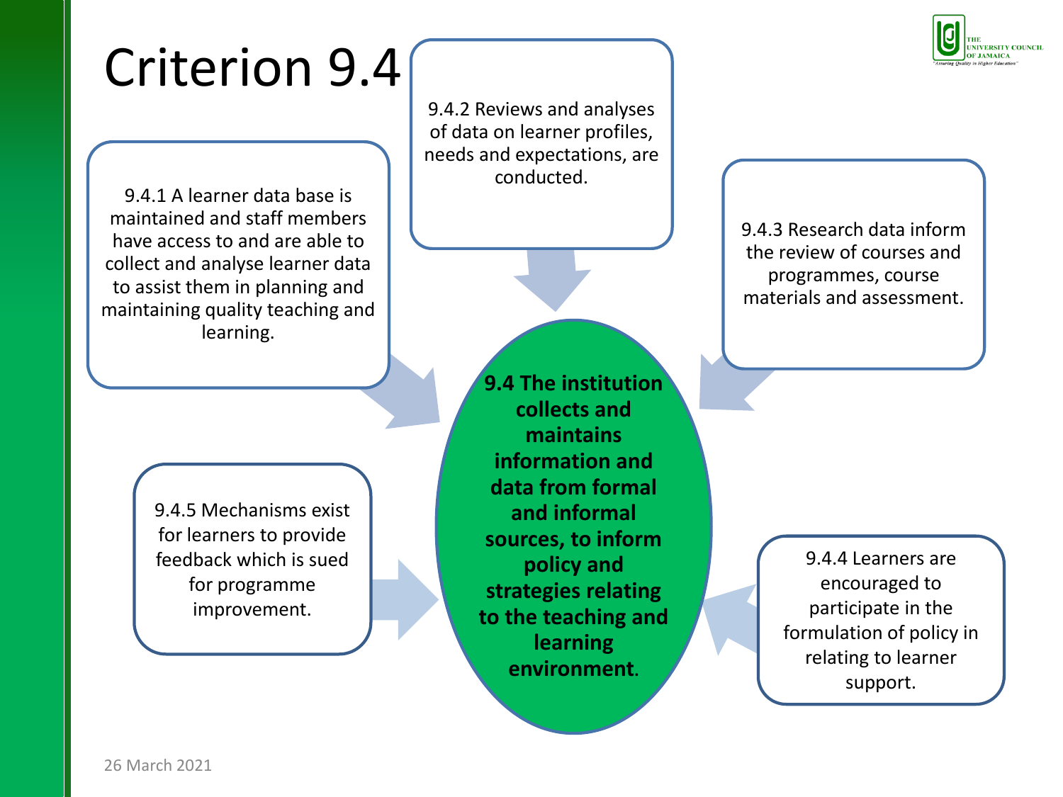# Criterion 9.4

**9.4 The institution collects and maintains information and data from formal and informal sources, to inform policy and strategies relating to the teaching and learning environment.**

9.4.1 A learner data base is maintained and staff members have access to and are able to collect and analyse learner data to assist them in planning and maintaining quality teaching and learning.

9.4.2 Reviews and analyses of data on learner profiles, needs and expectations, are conducted.

9.4.3 Research data inform the review of courses and programmes, course materials and assessment.

9.4.4 Learners are encouraged to participate in the formulation of policy in relating to learner support.

9.4.5 Mechanisms exist for learners to provide feedback which is sued for programme improvement.

26 March 2021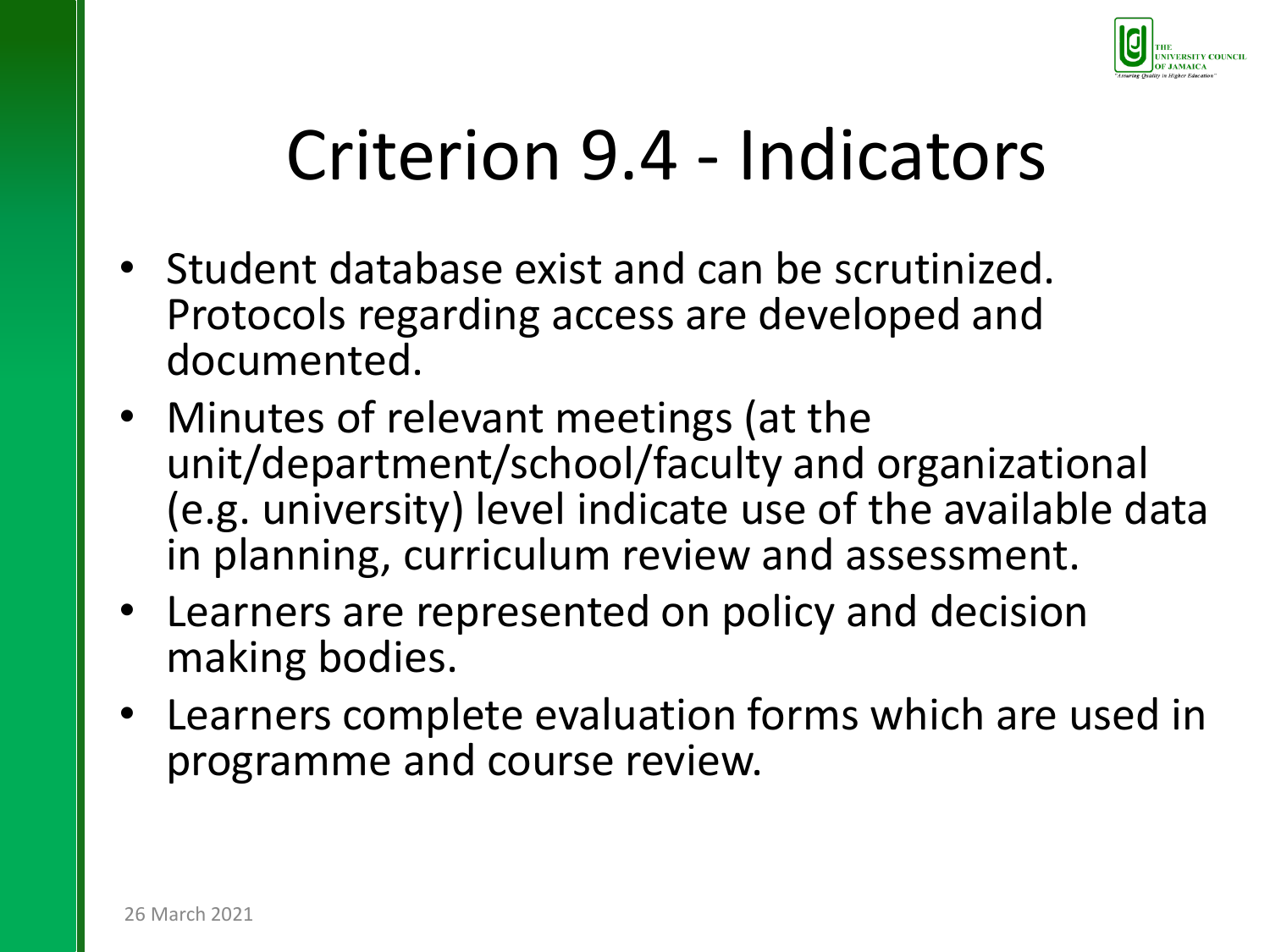# Criterion 9.4 - Indicators

- Student database exist and can be scrutinized. Protocols regarding access are developed and documented.
- Minutes of relevant meetings (at the unit/department/school/faculty and organizational (e.g. university) level indicate use of the available data in planning, curriculum review and assessment.
- Learners are represented on policy and decision making bodies.
- Learners complete evaluation forms which are used in programme and course review.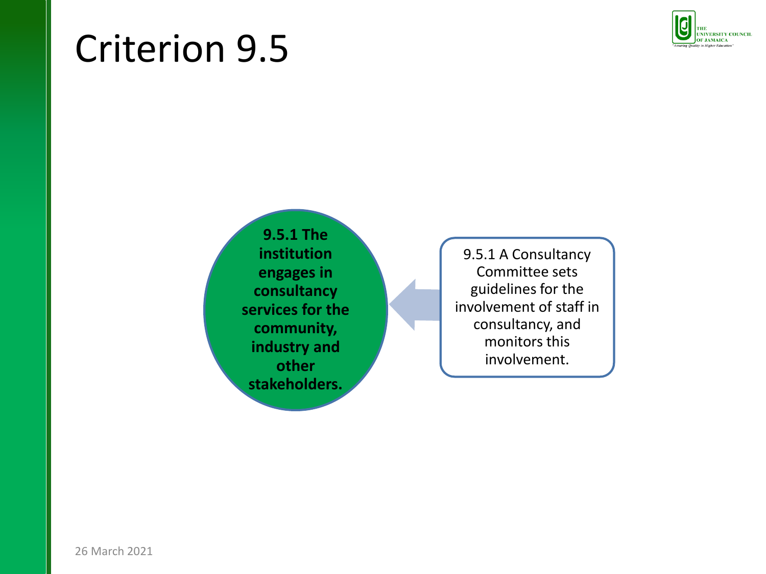# Criterion 9.5

**9.5.1 The institution engages in consultancy services for the community, industry and other stakeholders.**

9.5.1 A Consultancy Committee sets guidelines for the involvement of staff in consultancy, and monitors this involvement.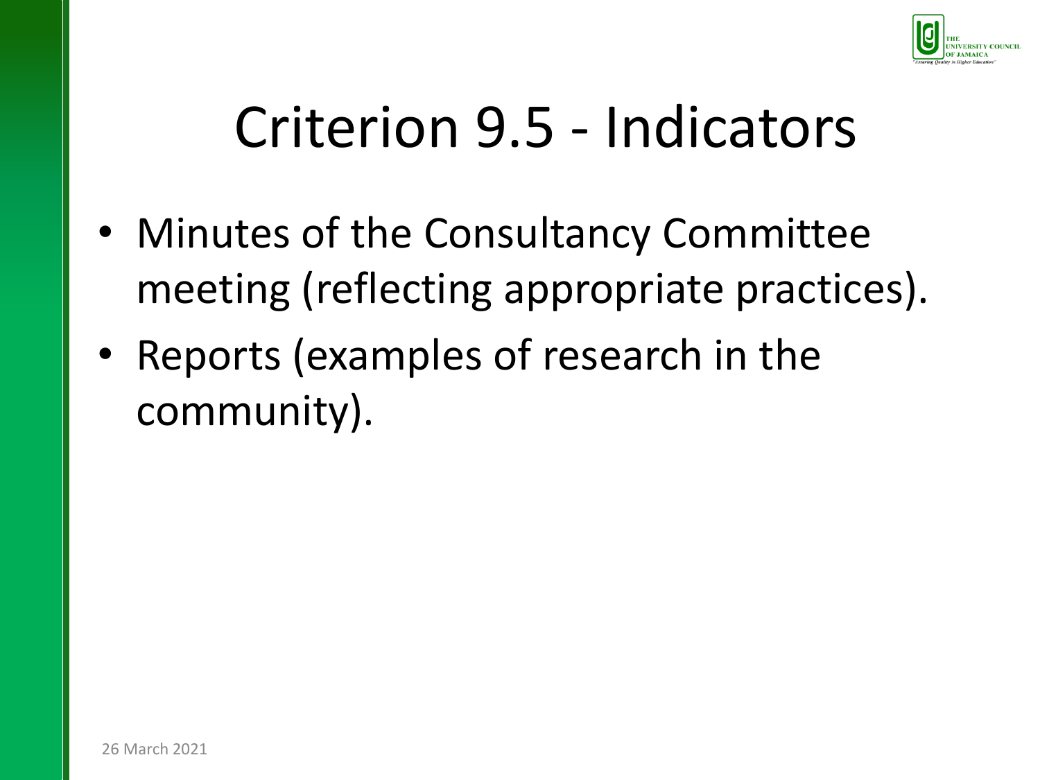# Criterion 9.5 - Indicators

- Minutes of the Consultancy Committee meeting (reflecting appropriate practices).
- Reports (examples of research in the community).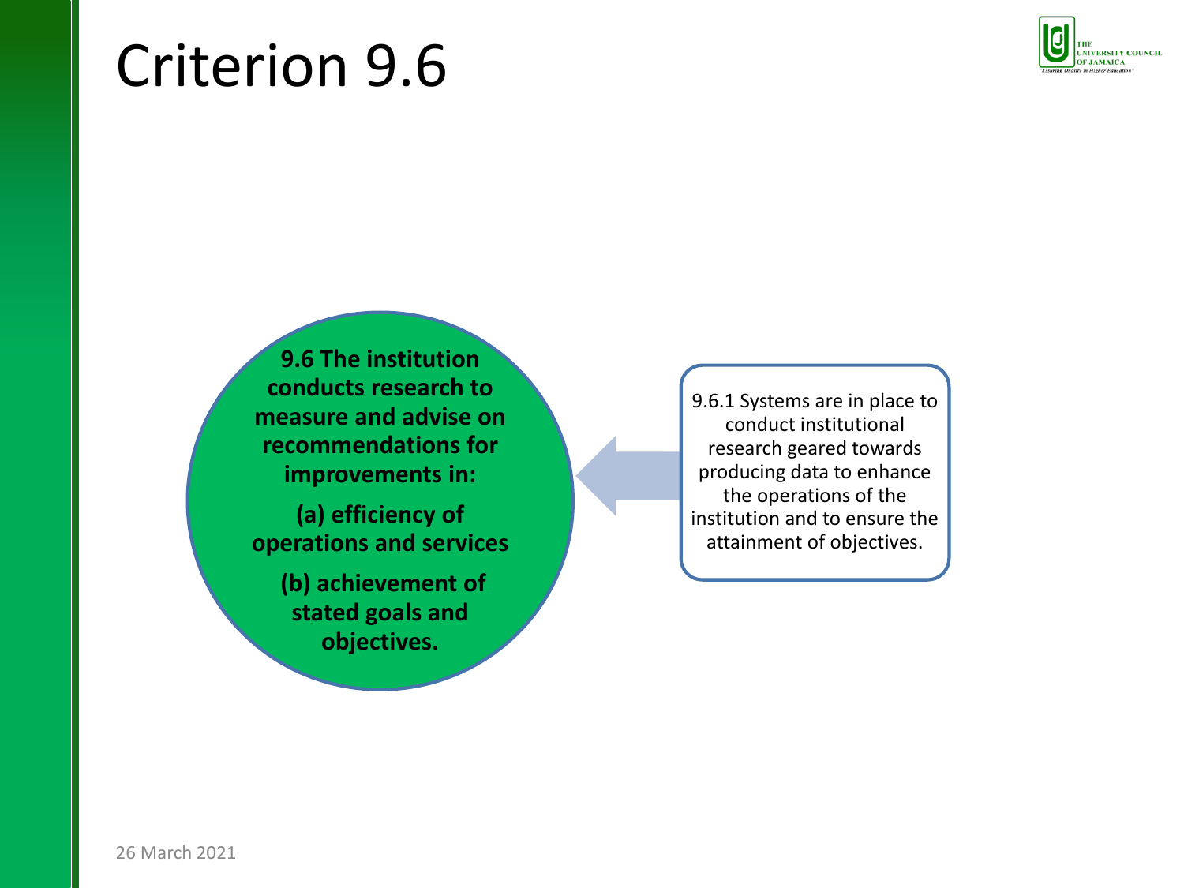# Criterion 9.6

**9.6 The institution conducts research to measure and advise on recommendations for improvements in:**

**(a) efficiency of operations and services**

**(b) achievement of stated goals and objectives.**

9.6.1 Systems are in place to conduct institutional research geared towards producing data to enhance the operations of the institution and to ensure the attainment of objectives.

26 March 2021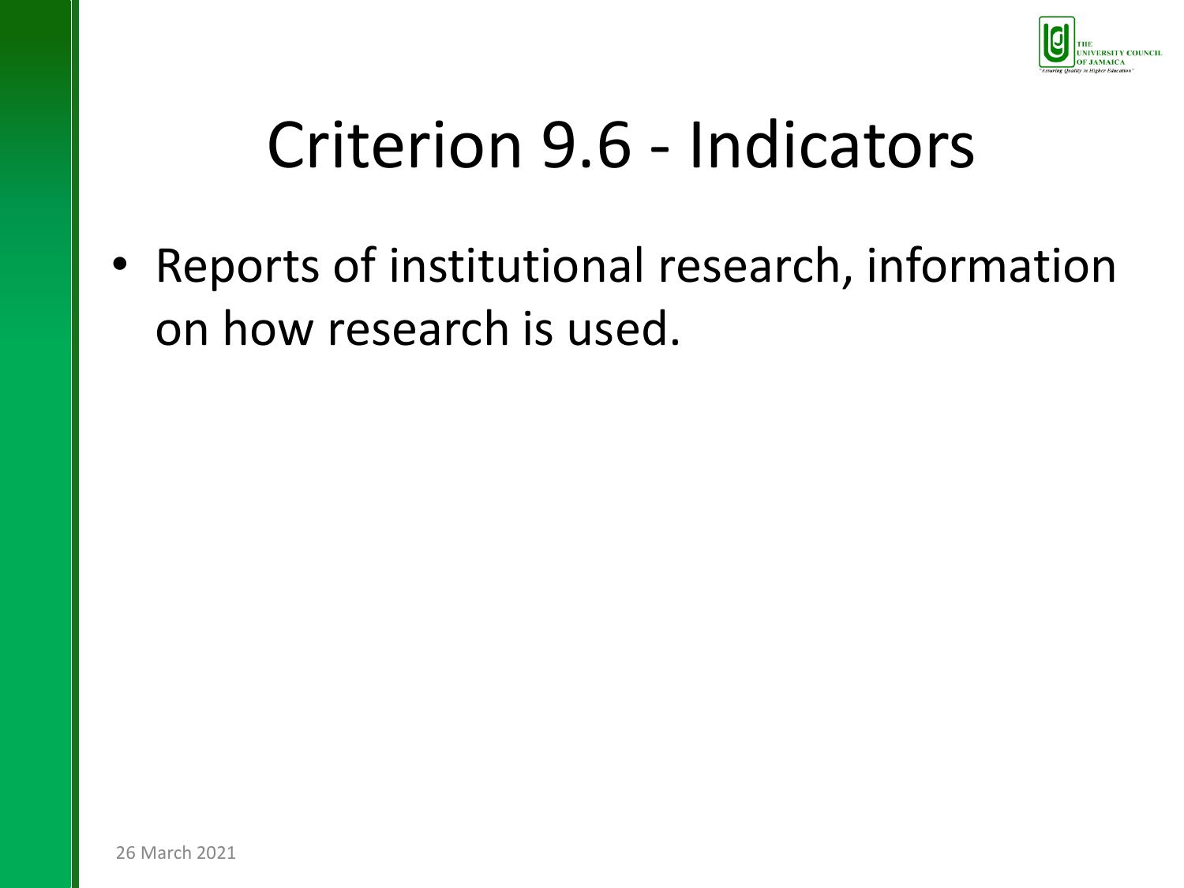# Criterion 9.6 - Indicators

- Reports of institutional research, information on how research is used.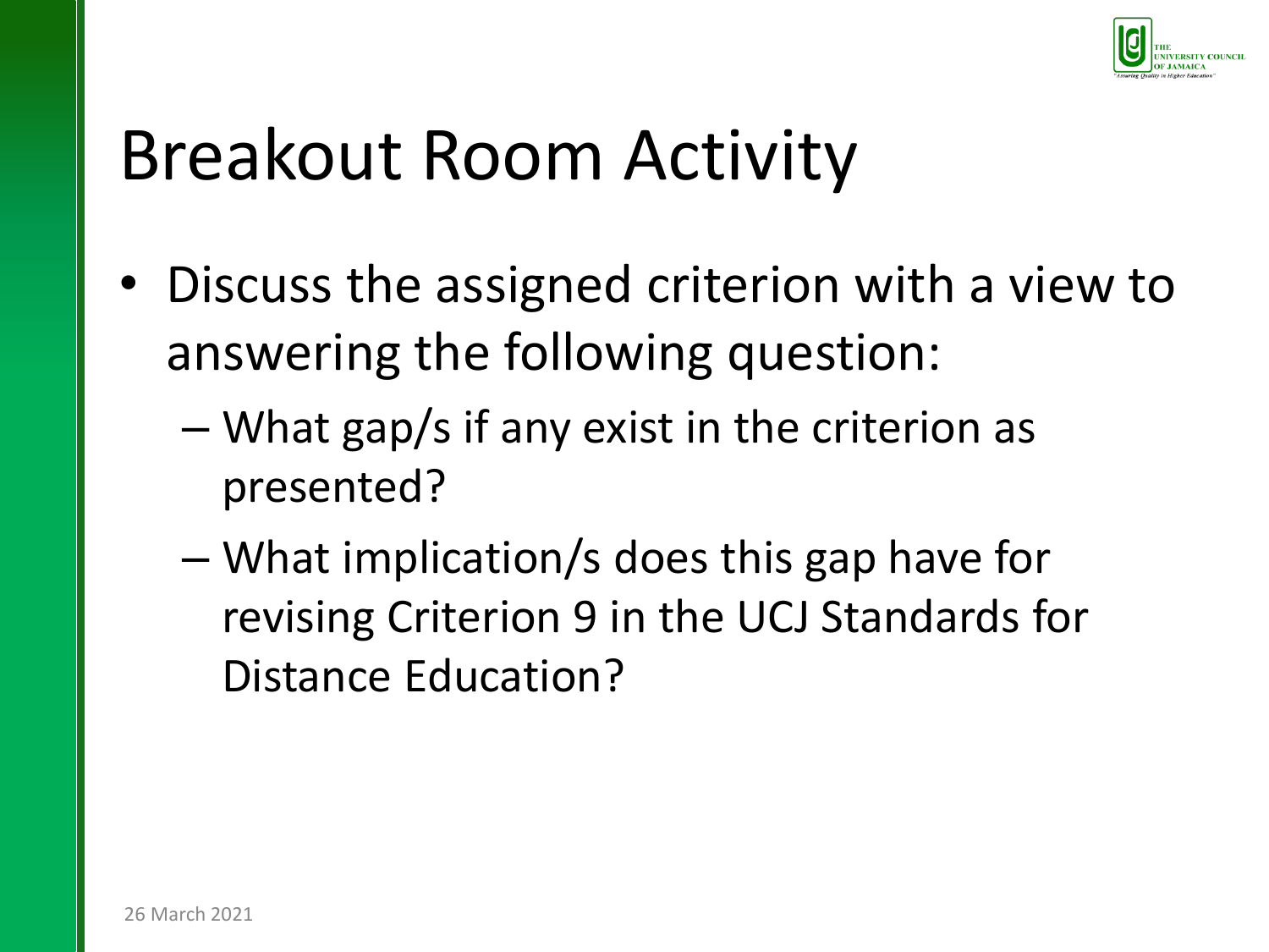# Breakout Room Activity

- Discuss the assigned criterion with a view to answering the following question:
  - What gap/s if any exist in the criterion as presented?
  - What implication/s does this gap have for revising Criterion 9 in the UCJ Standards for Distance Education?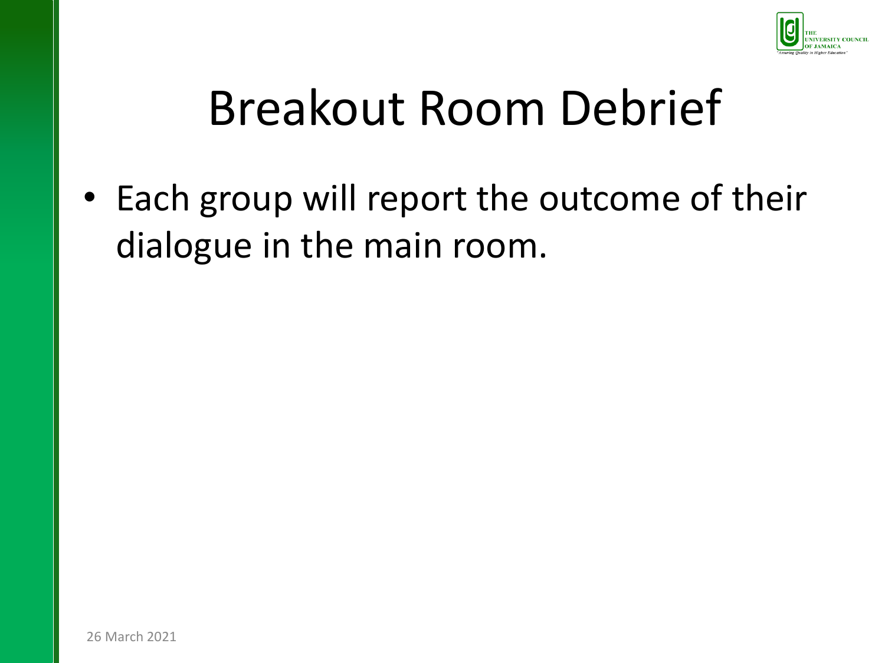# Breakout Room Debrief

- Each group will report the outcome of their dialogue in the main room.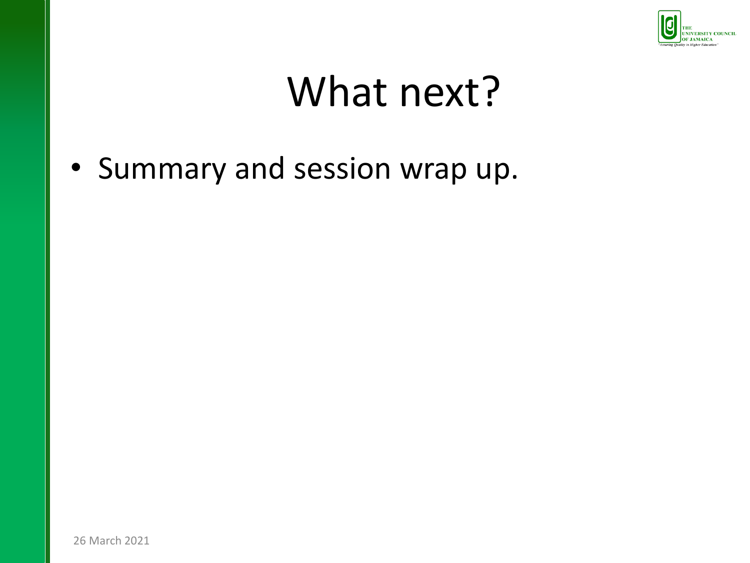# What next?

- Summary and session wrap up.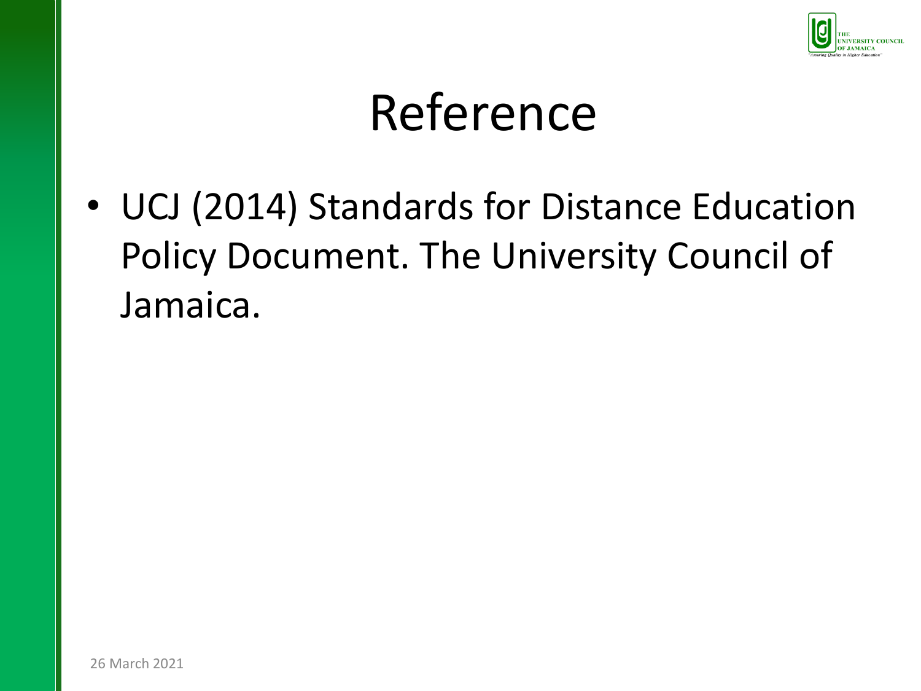# Reference

- UCJ (2014) Standards for Distance Education Policy Document. The University Council of Jamaica.